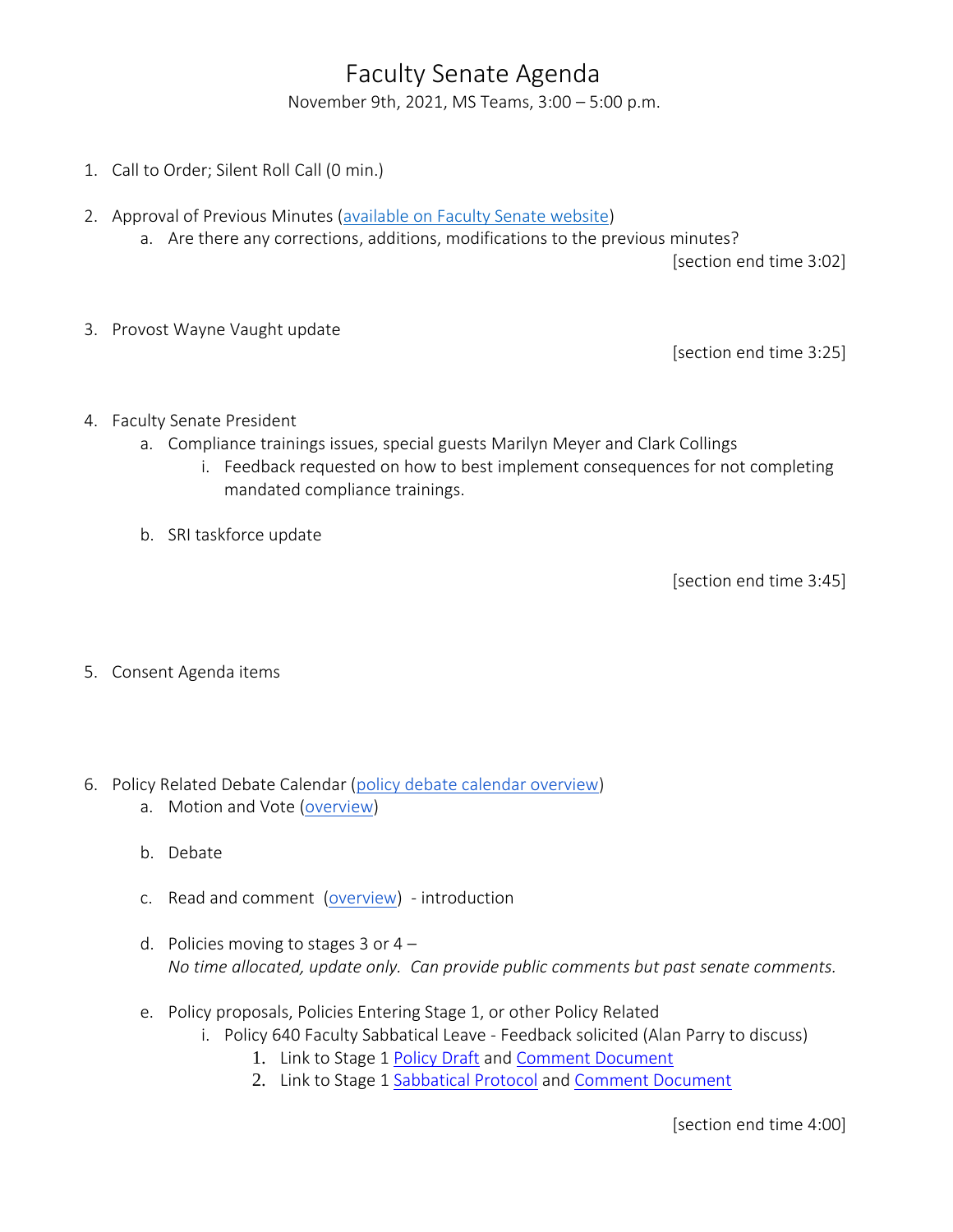# Faculty Senate Agenda

November 9th, 2021, MS Teams, 3:00 – 5:00 p.m.

1. Call to Order; Silent Roll Call (0 min.)

2. Approval of Previous Minutes (available on Faculty Senate website)
   a. Are there any corrections, additions, modifications to the previous minutes?

   [section end time 3:02]

3. Provost Wayne Vaught update

   [section end time 3:25]

4. Faculty Senate President
   a. Compliance trainings issues, special guests Marilyn Meyer and Clark Collings
      i. Feedback requested on how to best implement consequences for not completing mandated compliance trainings.

   b. SRI taskforce update

   [section end time 3:45]

5. Consent Agenda items

6. Policy Related Debate Calendar (policy debate calendar overview)
   a. Motion and Vote (overview)

   b. Debate

   c. Read and comment (overview) - introduction

   d. Policies moving to stages 3 or 4 –
      *No time allocated, update only. Can provide public comments but past senate comments.*

   e. Policy proposals, Policies Entering Stage 1, or other Policy Related
      i. Policy 640 Faculty Sabbatical Leave - Feedback solicited (Alan Parry to discuss)
         1. Link to Stage 1 Policy Draft and Comment Document
         2. Link to Stage 1 Sabbatical Protocol and Comment Document

   [section end time 4:00]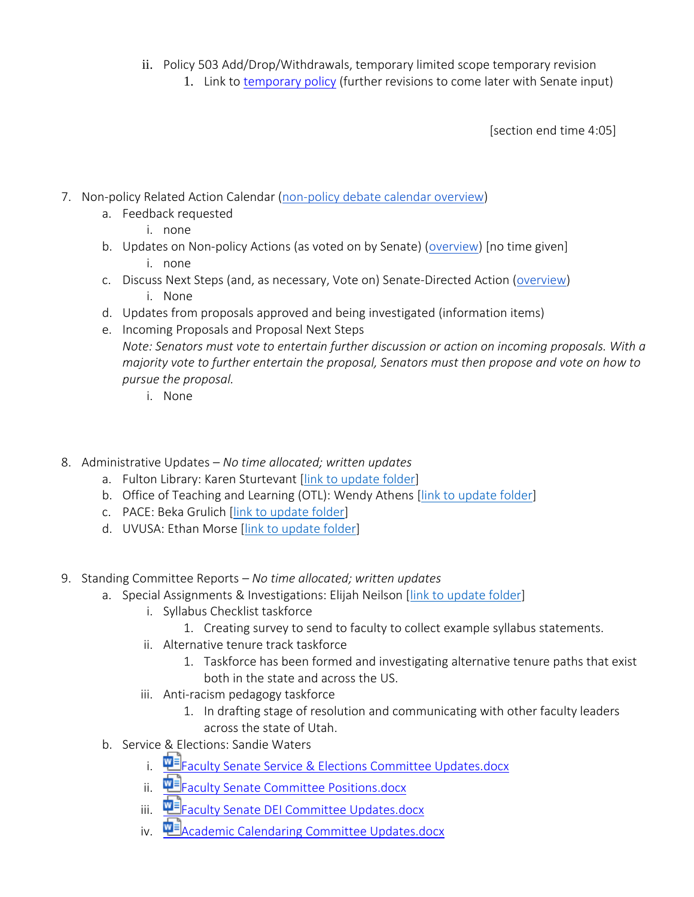ii. Policy 503 Add/Drop/Withdrawals, temporary limited scope temporary revision
   1. Link to temporary policy (further revisions to come later with Senate input)

[section end time 4:05]

7. Non-policy Related Action Calendar (non-policy debate calendar overview)
   a. Feedback requested
      i. none
   b. Updates on Non-policy Actions (as voted on by Senate) (overview) [no time given]
      i. none
   c. Discuss Next Steps (and, as necessary, Vote on) Senate-Directed Action (overview)
      i. None
   d. Updates from proposals approved and being investigated (information items)
   e. Incoming Proposals and Proposal Next Steps
      *Note: Senators must vote to entertain further discussion or action on incoming proposals. With a majority vote to further entertain the proposal, Senators must then propose and vote on how to pursue the proposal.*
      i. None

8. Administrative Updates – *No time allocated; written updates*
   a. Fulton Library: Karen Sturtevant [link to update folder]
   b. Office of Teaching and Learning (OTL): Wendy Athens [link to update folder]
   c. PACE: Beka Grulich [link to update folder]
   d. UVUSA: Ethan Morse [link to update folder]

9. Standing Committee Reports – *No time allocated; written updates*
   a. Special Assignments & Investigations: Elijah Neilson [link to update folder]
      i. Syllabus Checklist taskforce
         1. Creating survey to send to faculty to collect example syllabus statements.
      ii. Alternative tenure track taskforce
         1. Taskforce has been formed and investigating alternative tenure paths that exist both in the state and across the US.
      iii. Anti-racism pedagogy taskforce
         1. In drafting stage of resolution and communicating with other faculty leaders across the state of Utah.
   b. Service & Elections: Sandie Waters
      i. Faculty Senate Service & Elections Committee Updates.docx
      ii. Faculty Senate Committee Positions.docx
      iii. Faculty Senate DEI Committee Updates.docx
      iv. Academic Calendaring Committee Updates.docx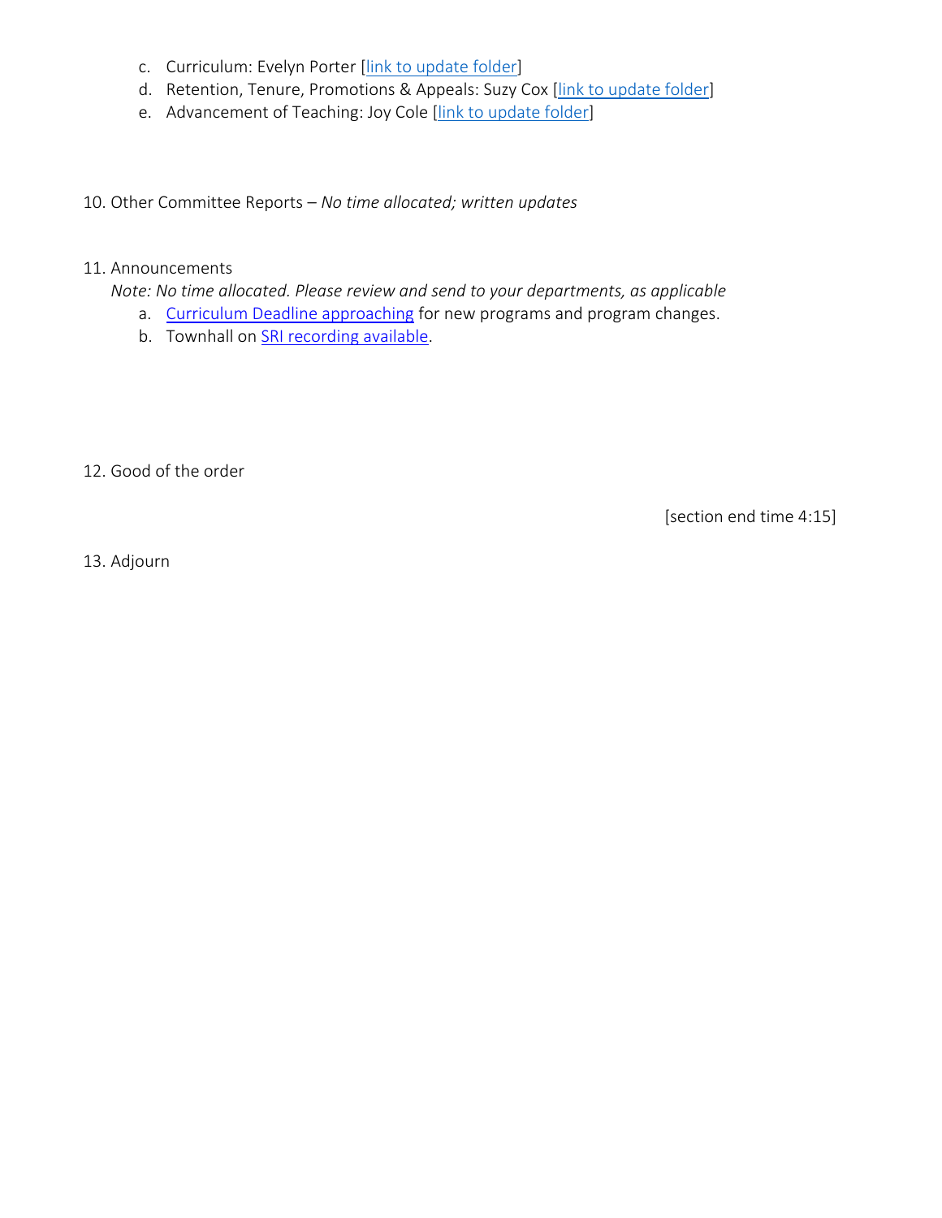c. Curriculum: Evelyn Porter [link to update folder]
d. Retention, Tenure, Promotions & Appeals: Suzy Cox [link to update folder]
e. Advancement of Teaching: Joy Cole [link to update folder]

10. Other Committee Reports – *No time allocated; written updates*

11. Announcements

    *Note: No time allocated. Please review and send to your departments, as applicable*

    a. Curriculum Deadline approaching for new programs and program changes.
    b. Townhall on SRI recording available.

12. Good of the order

[section end time 4:15]

13. Adjourn